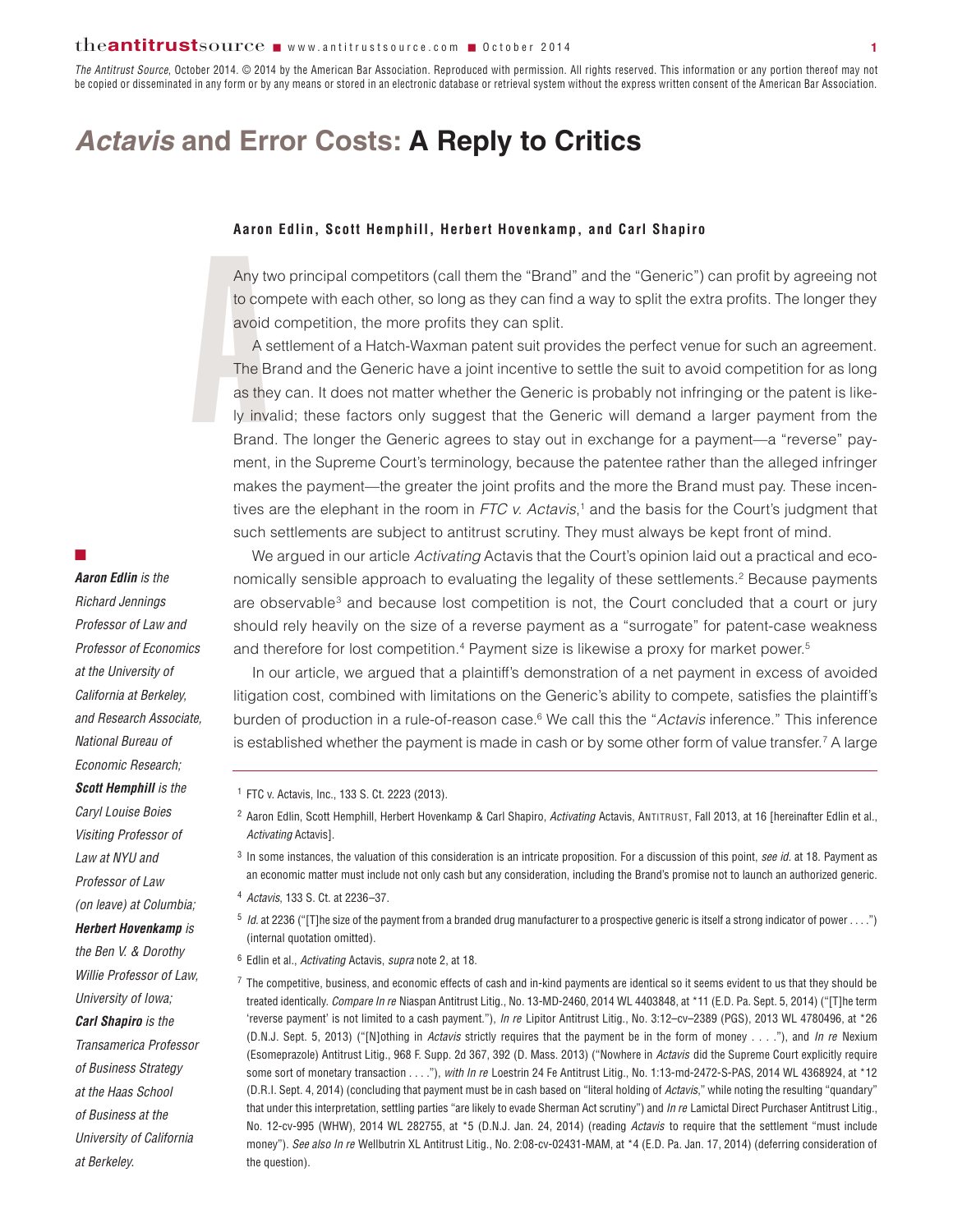*The Antitrust Source*, October 2014. © 2014 by the American Bar Association. Reproduced with permission. All rights reserved. This information or any portion thereof may not be copied or disseminated in any form or by any means or stored in an electronic database or retrieval system without the express written consent of the American Bar Association.

# *Actavis* and Error Costs: A Reply to Critics

**Aaron Edlin, Scott Hemphill, Herbert Hovenkamp, and Carl Shapiro**

Any two principal competitors (call them the "Brand" and the "Generic") can profit by agreeing not to compete with each other, so long as they can find a way to split the extra profits. The longer they avoid competition, the more profits they can split.

A settlement of a Hatch-Waxman patent suit provides the perfect venue for such an agreement. The Brand and the Generic have a joint incentive to settle the suit to avoid competition for as long as they can. It does not matter whether the Generic is probably not infringing or the patent is likely invalid; these factors only suggest that the Generic will demand a larger payment from the Brand. The longer the Generic agrees to stay out in exchange for a payment—a "reverse" payment, in the Supreme Court's terminology, because the patentee rather than the alleged infringer makes the payment—the greater the joint profits and the more the Brand must pay. These incentives are the elephant in the room in *FTC v. Actavis*,[1] and the basis for the Court's judgment that such settlements are subject to antitrust scrutiny. They must always be kept front of mind.

We argued in our article *Activating* Actavis that the Court's opinion laid out a practical and economically sensible approach to evaluating the legality of these settlements.[2] Because payments are observable[3] and because lost competition is not, the Court concluded that a court or jury should rely heavily on the size of a reverse payment as a "surrogate" for patent-case weakness and therefore for lost competition.[4] Payment size is likewise a proxy for market power.[5]

In our article, we argued that a plaintiff's demonstration of a net payment in excess of avoided litigation cost, combined with limitations on the Generic's ability to compete, satisfies the plaintiff's burden of production in a rule-of-reason case.[6] We call this the "*Actavis* inference." This inference is established whether the payment is made in cash or by some other form of value transfer.[7] A large

***Aaron Edlin*** *is the Richard Jennings Professor of Law and Professor of Economics at the University of California at Berkeley, and Research Associate, National Bureau of Economic Research;* ***Scott Hemphill*** *is the Caryl Louise Boies Visiting Professor of Law at NYU and Professor of Law (on leave) at Columbia;* ***Herbert Hovenkamp*** *is the Ben V. & Dorothy Willie Professor of Law, University of Iowa;* ***Carl Shapiro*** *is the Transamerica Professor of Business Strategy at the Haas School of Business at the University of California at Berkeley.*

---

[1] FTC v. Actavis, Inc., 133 S. Ct. 2223 (2013).

[2] Aaron Edlin, Scott Hemphill, Herbert Hovenkamp & Carl Shapiro, *Activating* Actavis, ANTITRUST, Fall 2013, at 16 [hereinafter Edlin et al., *Activating* Actavis].

[3] In some instances, the valuation of this consideration is an intricate proposition. For a discussion of this point, *see id.* at 18. Payment as an economic matter must include not only cash but any consideration, including the Brand's promise not to launch an authorized generic.

[4] *Actavis*, 133 S. Ct. at 2236–37.

[5] *Id.* at 2236 ("[T]he size of the payment from a branded drug manufacturer to a prospective generic is itself a strong indicator of power . . . .") (internal quotation omitted).

[6] Edlin et al., *Activating* Actavis, *supra* note 2, at 18.

[7] The competitive, business, and economic effects of cash and in-kind payments are identical so it seems evident to us that they should be treated identically. *Compare In re* Niaspan Antitrust Litig., No. 13-MD-2460, 2014 WL 4403848, at *11 (E.D. Pa. Sept. 5, 2014) ("[T]he term 'reverse payment' is not limited to a cash payment."), *In re* Lipitor Antitrust Litig., No. 3:12–cv–2389 (PGS), 2013 WL 4780496, at *26 (D.N.J. Sept. 5, 2013) ("[N]othing in *Actavis* strictly requires that the payment be in the form of money . . . ."), and *In re* Nexium (Esomeprazole) Antitrust Litig., 968 F. Supp. 2d 367, 392 (D. Mass. 2013) ("Nowhere in *Actavis* did the Supreme Court explicitly require some sort of monetary transaction . . . ."), *with In re* Loestrin 24 Fe Antitrust Litig., No. 1:13-md-2472-S-PAS, 2014 WL 4368924, at *12 (D.R.I. Sept. 4, 2014) (concluding that payment must be in cash based on "literal holding of *Actavis*," while noting the resulting "quandary" that under this interpretation, settling parties "are likely to evade Sherman Act scrutiny") and *In re* Lamictal Direct Purchaser Antitrust Litig., No. 12-cv-995 (WHW), 2014 WL 282755, at *5 (D.N.J. Jan. 24, 2014) (reading *Actavis* to require that the settlement "must include money"). *See also In re* Wellbutrin XL Antitrust Litig., No. 2:08-cv-02431-MAM, at *4 (E.D. Pa. Jan. 17, 2014) (deferring consideration of the question).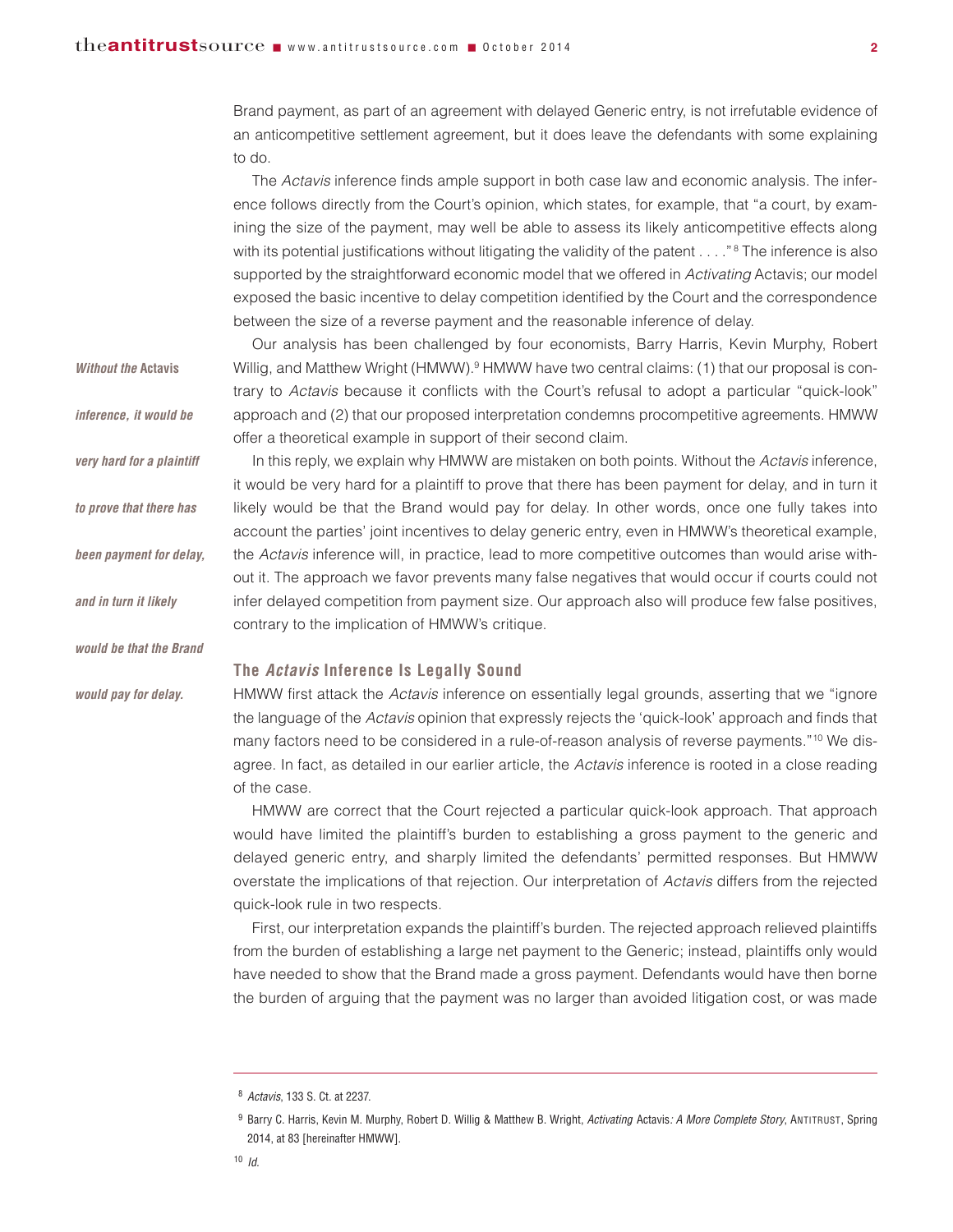Brand payment, as part of an agreement with delayed Generic entry, is not irrefutable evidence of an anticompetitive settlement agreement, but it does leave the defendants with some explaining to do.

The *Actavis* inference finds ample support in both case law and economic analysis. The inference follows directly from the Court's opinion, which states, for example, that "a court, by examining the size of the payment, may well be able to assess its likely anticompetitive effects along with its potential justifications without litigating the validity of the patent . . . ."[8] The inference is also supported by the straightforward economic model that we offered in *Activating* Actavis; our model exposed the basic incentive to delay competition identified by the Court and the correspondence between the size of a reverse payment and the reasonable inference of delay.

*Without the* **Actavis** *inference, it would be very hard for a plaintiff to prove that there has been payment for delay, and in turn it likely would be that the Brand would pay for delay.*

Our analysis has been challenged by four economists, Barry Harris, Kevin Murphy, Robert Willig, and Matthew Wright (HMWW).[9] HMWW have two central claims: (1) that our proposal is contrary to *Actavis* because it conflicts with the Court's refusal to adopt a particular "quick-look" approach and (2) that our proposed interpretation condemns procompetitive agreements. HMWW offer a theoretical example in support of their second claim.

In this reply, we explain why HMWW are mistaken on both points. Without the *Actavis* inference, it would be very hard for a plaintiff to prove that there has been payment for delay, and in turn it likely would be that the Brand would pay for delay. In other words, once one fully takes into account the parties' joint incentives to delay generic entry, even in HMWW's theoretical example, the *Actavis* inference will, in practice, lead to more competitive outcomes than would arise without it. The approach we favor prevents many false negatives that would occur if courts could not infer delayed competition from payment size. Our approach also will produce few false positives, contrary to the implication of HMWW's critique.

## The *Actavis* Inference Is Legally Sound

HMWW first attack the *Actavis* inference on essentially legal grounds, asserting that we "ignore the language of the *Actavis* opinion that expressly rejects the 'quick-look' approach and finds that many factors need to be considered in a rule-of-reason analysis of reverse payments."[10] We disagree. In fact, as detailed in our earlier article, the *Actavis* inference is rooted in a close reading of the case.

HMWW are correct that the Court rejected a particular quick-look approach. That approach would have limited the plaintiff's burden to establishing a gross payment to the generic and delayed generic entry, and sharply limited the defendants' permitted responses. But HMWW overstate the implications of that rejection. Our interpretation of *Actavis* differs from the rejected quick-look rule in two respects.

First, our interpretation expands the plaintiff's burden. The rejected approach relieved plaintiffs from the burden of establishing a large net payment to the Generic; instead, plaintiffs only would have needed to show that the Brand made a gross payment. Defendants would have then borne the burden of arguing that the payment was no larger than avoided litigation cost, or was made

---

[8] *Actavis*, 133 S. Ct. at 2237.

[9] Barry C. Harris, Kevin M. Murphy, Robert D. Willig & Matthew B. Wright, *Activating* Actavis*: A More Complete Story*, ANTITRUST, Spring 2014, at 83 [hereinafter HMWW].

[10] *Id.*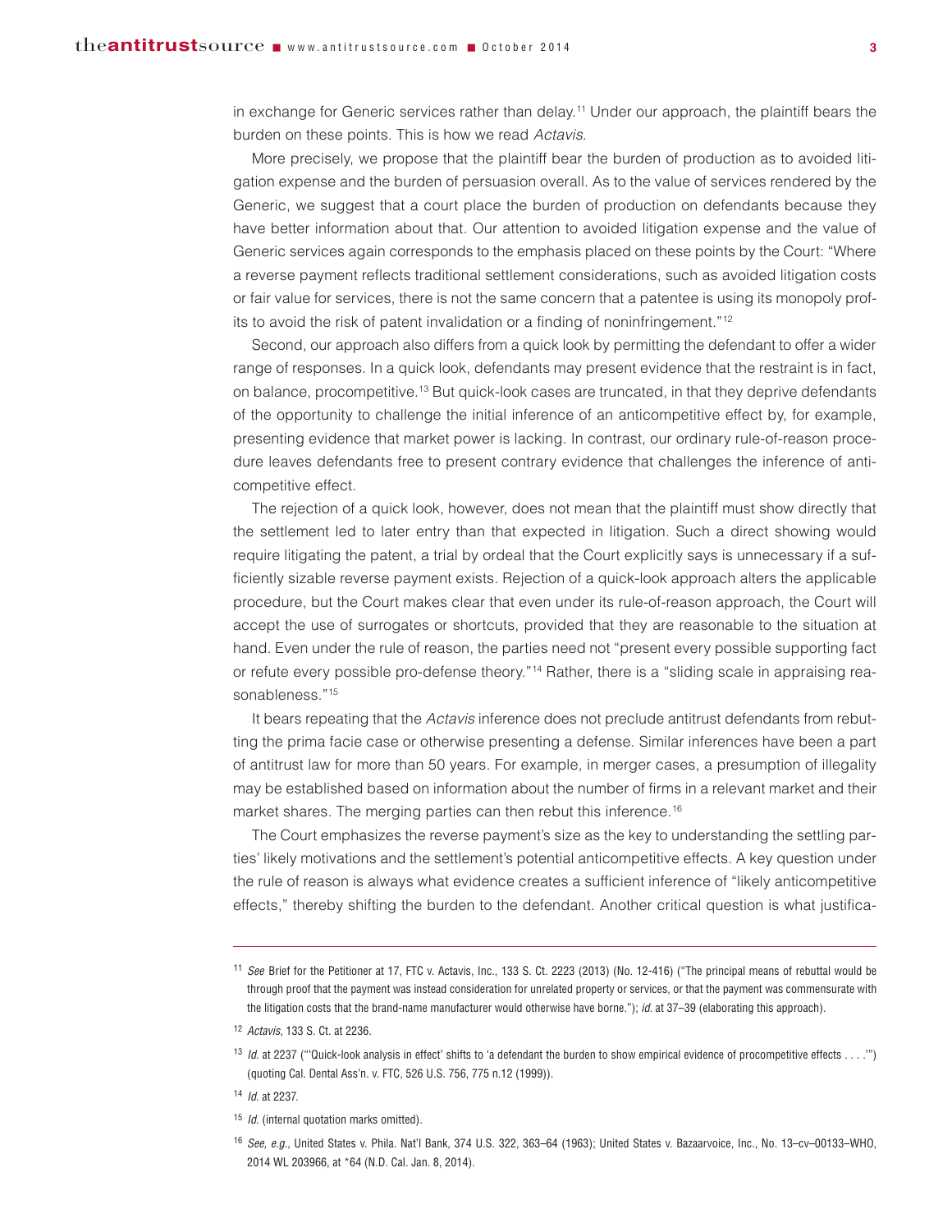in exchange for Generic services rather than delay.[11] Under our approach, the plaintiff bears the burden on these points. This is how we read *Actavis*.

More precisely, we propose that the plaintiff bear the burden of production as to avoided litigation expense and the burden of persuasion overall. As to the value of services rendered by the Generic, we suggest that a court place the burden of production on defendants because they have better information about that. Our attention to avoided litigation expense and the value of Generic services again corresponds to the emphasis placed on these points by the Court: "Where a reverse payment reflects traditional settlement considerations, such as avoided litigation costs or fair value for services, there is not the same concern that a patentee is using its monopoly profits to avoid the risk of patent invalidation or a finding of noninfringement."[12]

Second, our approach also differs from a quick look by permitting the defendant to offer a wider range of responses. In a quick look, defendants may present evidence that the restraint is in fact, on balance, procompetitive.[13] But quick-look cases are truncated, in that they deprive defendants of the opportunity to challenge the initial inference of an anticompetitive effect by, for example, presenting evidence that market power is lacking. In contrast, our ordinary rule-of-reason procedure leaves defendants free to present contrary evidence that challenges the inference of anticompetitive effect.

The rejection of a quick look, however, does not mean that the plaintiff must show directly that the settlement led to later entry than that expected in litigation. Such a direct showing would require litigating the patent, a trial by ordeal that the Court explicitly says is unnecessary if a sufficiently sizable reverse payment exists. Rejection of a quick-look approach alters the applicable procedure, but the Court makes clear that even under its rule-of-reason approach, the Court will accept the use of surrogates or shortcuts, provided that they are reasonable to the situation at hand. Even under the rule of reason, the parties need not "present every possible supporting fact or refute every possible pro-defense theory."[14] Rather, there is a "sliding scale in appraising reasonableness."[15]

It bears repeating that the *Actavis* inference does not preclude antitrust defendants from rebutting the prima facie case or otherwise presenting a defense. Similar inferences have been a part of antitrust law for more than 50 years. For example, in merger cases, a presumption of illegality may be established based on information about the number of firms in a relevant market and their market shares. The merging parties can then rebut this inference.[16]

The Court emphasizes the reverse payment's size as the key to understanding the settling parties' likely motivations and the settlement's potential anticompetitive effects. A key question under the rule of reason is always what evidence creates a sufficient inference of "likely anticompetitive effects," thereby shifting the burden to the defendant. Another critical question is what justifica-

---

[11] *See* Brief for the Petitioner at 17, FTC v. Actavis, Inc., 133 S. Ct. 2223 (2013) (No. 12-416) ("The principal means of rebuttal would be through proof that the payment was instead consideration for unrelated property or services, or that the payment was commensurate with the litigation costs that the brand-name manufacturer would otherwise have borne."); *id.* at 37–39 (elaborating this approach).

[12] *Actavis*, 133 S. Ct. at 2236.

[13] *Id.* at 2237 ("'Quick-look analysis in effect' shifts to 'a defendant the burden to show empirical evidence of procompetitive effects . . . .'") (quoting Cal. Dental Ass'n. v. FTC, 526 U.S. 756, 775 n.12 (1999)).

[14] *Id.* at 2237.

[15] *Id.* (internal quotation marks omitted).

[16] *See, e.g.*, United States v. Phila. Nat'l Bank, 374 U.S. 322, 363–64 (1963); United States v. Bazaarvoice, Inc., No. 13–cv–00133–WHO, 2014 WL 203966, at *64 (N.D. Cal. Jan. 8, 2014).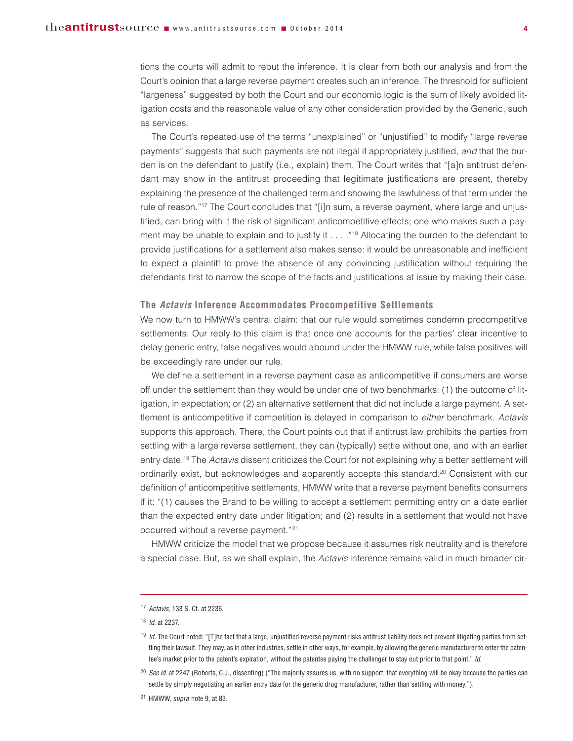tions the courts will admit to rebut the inference. It is clear from both our analysis and from the Court's opinion that a large reverse payment creates such an inference. The threshold for sufficient "largeness" suggested by both the Court and our economic logic is the sum of likely avoided litigation costs and the reasonable value of any other consideration provided by the Generic, such as services.

The Court's repeated use of the terms "unexplained" or "unjustified" to modify "large reverse payments" suggests that such payments are not illegal if appropriately justified, *and* that the burden is on the defendant to justify (i.e., explain) them. The Court writes that "[a]n antitrust defendant may show in the antitrust proceeding that legitimate justifications are present, thereby explaining the presence of the challenged term and showing the lawfulness of that term under the rule of reason."[17] The Court concludes that "[i]n sum, a reverse payment, where large and unjustified, can bring with it the risk of significant anticompetitive effects; one who makes such a payment may be unable to explain and to justify it . . . ."[18] Allocating the burden to the defendant to provide justifications for a settlement also makes sense: it would be unreasonable and inefficient to expect a plaintiff to prove the absence of any convincing justification without requiring the defendants first to narrow the scope of the facts and justifications at issue by making their case.

### The *Actavis* Inference Accommodates Procompetitive Settlements

We now turn to HMWW's central claim: that our rule would sometimes condemn procompetitive settlements. Our reply to this claim is that once one accounts for the parties' clear incentive to delay generic entry, false negatives would abound under the HMWW rule, while false positives will be exceedingly rare under our rule.

We define a settlement in a reverse payment case as anticompetitive if consumers are worse off under the settlement than they would be under one of two benchmarks: (1) the outcome of litigation, in expectation; or (2) an alternative settlement that did not include a large payment. A settlement is anticompetitive if competition is delayed in comparison to *either* benchmark. *Actavis* supports this approach. There, the Court points out that if antitrust law prohibits the parties from settling with a large reverse settlement, they can (typically) settle without one, and with an earlier entry date.[19] The *Actavis* dissent criticizes the Court for not explaining why a better settlement will ordinarily exist, but acknowledges and apparently accepts this standard.[20] Consistent with our definition of anticompetitive settlements, HMWW write that a reverse payment benefits consumers if it: "(1) causes the Brand to be willing to accept a settlement permitting entry on a date earlier than the expected entry date under litigation; and (2) results in a settlement that would not have occurred without a reverse payment."[21]

HMWW criticize the model that we propose because it assumes risk neutrality and is therefore a special case. But, as we shall explain, the *Actavis* inference remains valid in much broader cir-

---

[17] *Actavis*, 133 S. Ct. at 2236.

[18] *Id.* at 2237.

[19] *Id.* The Court noted: "[T]he fact that a large, unjustified reverse payment risks antitrust liability does not prevent litigating parties from settling their lawsuit. They may, as in other industries, settle in other ways, for example, by allowing the generic manufacturer to enter the patentee's market prior to the patent's expiration, without the patentee paying the challenger to stay out prior to that point." *Id.*

[20] *See id.* at 2247 (Roberts, C.J., dissenting) ("The majority assures us, with no support, that everything will be okay because the parties can settle by simply negotiating an earlier entry date for the generic drug manufacturer, rather than settling with money.").

[21] HMWW, *supra* note 9, at 83.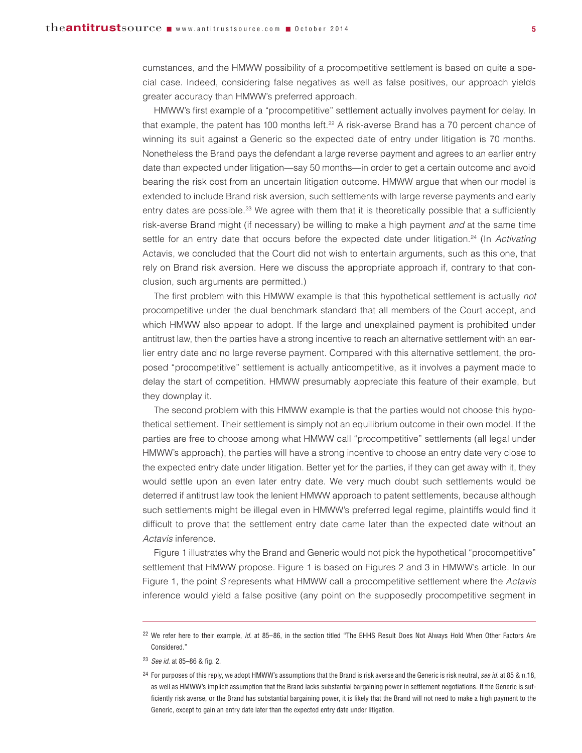cumstances, and the HMWW possibility of a procompetitive settlement is based on quite a special case. Indeed, considering false negatives as well as false positives, our approach yields greater accuracy than HMWW's preferred approach.

HMWW's first example of a "procompetitive" settlement actually involves payment for delay. In that example, the patent has 100 months left.[22] A risk-averse Brand has a 70 percent chance of winning its suit against a Generic so the expected date of entry under litigation is 70 months. Nonetheless the Brand pays the defendant a large reverse payment and agrees to an earlier entry date than expected under litigation—say 50 months—in order to get a certain outcome and avoid bearing the risk cost from an uncertain litigation outcome. HMWW argue that when our model is extended to include Brand risk aversion, such settlements with large reverse payments and early entry dates are possible.[23] We agree with them that it is theoretically possible that a sufficiently risk-averse Brand might (if necessary) be willing to make a high payment *and* at the same time settle for an entry date that occurs before the expected date under litigation.[24] (In *Activating* Actavis, we concluded that the Court did not wish to entertain arguments, such as this one, that rely on Brand risk aversion. Here we discuss the appropriate approach if, contrary to that conclusion, such arguments are permitted.)

The first problem with this HMWW example is that this hypothetical settlement is actually *not* procompetitive under the dual benchmark standard that all members of the Court accept, and which HMWW also appear to adopt. If the large and unexplained payment is prohibited under antitrust law, then the parties have a strong incentive to reach an alternative settlement with an earlier entry date and no large reverse payment. Compared with this alternative settlement, the proposed "procompetitive" settlement is actually anticompetitive, as it involves a payment made to delay the start of competition. HMWW presumably appreciate this feature of their example, but they downplay it.

The second problem with this HMWW example is that the parties would not choose this hypothetical settlement. Their settlement is simply not an equilibrium outcome in their own model. If the parties are free to choose among what HMWW call "procompetitive" settlements (all legal under HMWW's approach), the parties will have a strong incentive to choose an entry date very close to the expected entry date under litigation. Better yet for the parties, if they can get away with it, they would settle upon an even later entry date. We very much doubt such settlements would be deterred if antitrust law took the lenient HMWW approach to patent settlements, because although such settlements might be illegal even in HMWW's preferred legal regime, plaintiffs would find it difficult to prove that the settlement entry date came later than the expected date without an *Actavis* inference.

Figure 1 illustrates why the Brand and Generic would not pick the hypothetical "procompetitive" settlement that HMWW propose. Figure 1 is based on Figures 2 and 3 in HMWW's article. In our Figure 1, the point *S* represents what HMWW call a procompetitive settlement where the *Actavis* inference would yield a false positive (any point on the supposedly procompetitive segment in

---

[22] We refer here to their example, *id.* at 85–86, in the section titled "The EHHS Result Does Not Always Hold When Other Factors Are Considered."

[23] *See id.* at 85–86 & fig. 2.

[24] For purposes of this reply, we adopt HMWW's assumptions that the Brand is risk averse and the Generic is risk neutral, *see id.* at 85 & n.18, as well as HMWW's implicit assumption that the Brand lacks substantial bargaining power in settlement negotiations. If the Generic is sufficiently risk averse, or the Brand has substantial bargaining power, it is likely that the Brand will not need to make a high payment to the Generic, except to gain an entry date later than the expected entry date under litigation.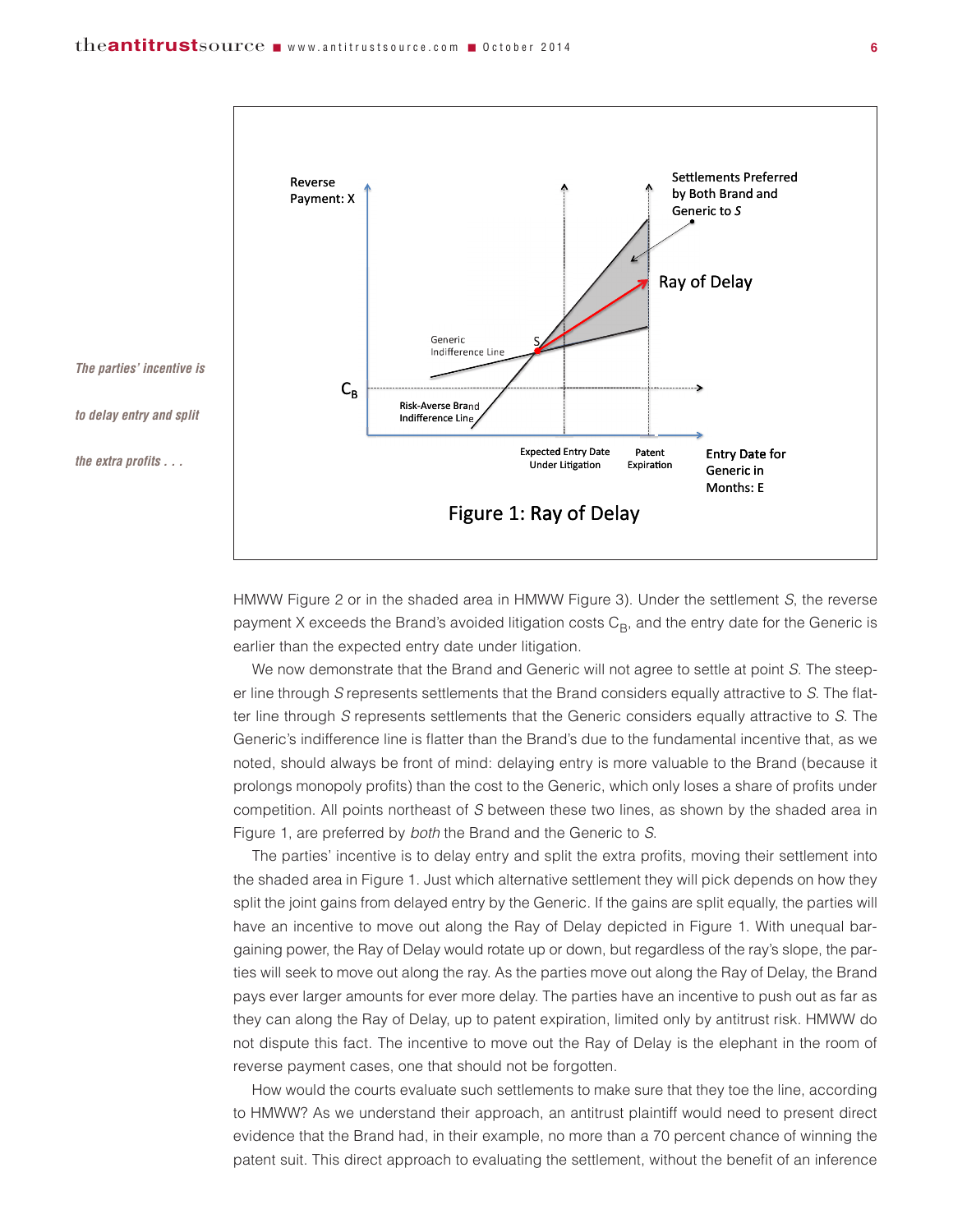Figure 1: Ray of Delay

*The parties' incentive is to delay entry and split the extra profits . . .*

HMWW Figure 2 or in the shaded area in HMWW Figure 3). Under the settlement *S*, the reverse payment X exceeds the Brand's avoided litigation costs $C_B$, and the entry date for the Generic is earlier than the expected entry date under litigation.

We now demonstrate that the Brand and Generic will not agree to settle at point *S*. The steeper line through *S* represents settlements that the Brand considers equally attractive to *S*. The flatter line through *S* represents settlements that the Generic considers equally attractive to *S*. The Generic's indifference line is flatter than the Brand's due to the fundamental incentive that, as we noted, should always be front of mind: delaying entry is more valuable to the Brand (because it prolongs monopoly profits) than the cost to the Generic, which only loses a share of profits under competition. All points northeast of *S* between these two lines, as shown by the shaded area in Figure 1, are preferred by *both* the Brand and the Generic to *S*.

The parties' incentive is to delay entry and split the extra profits, moving their settlement into the shaded area in Figure 1. Just which alternative settlement they will pick depends on how they split the joint gains from delayed entry by the Generic. If the gains are split equally, the parties will have an incentive to move out along the Ray of Delay depicted in Figure 1. With unequal bargaining power, the Ray of Delay would rotate up or down, but regardless of the ray's slope, the parties will seek to move out along the ray. As the parties move out along the Ray of Delay, the Brand pays ever larger amounts for ever more delay. The parties have an incentive to push out as far as they can along the Ray of Delay, up to patent expiration, limited only by antitrust risk. HMWW do not dispute this fact. The incentive to move out the Ray of Delay is the elephant in the room of reverse payment cases, one that should not be forgotten.

How would the courts evaluate such settlements to make sure that they toe the line, according to HMWW? As we understand their approach, an antitrust plaintiff would need to present direct evidence that the Brand had, in their example, no more than a 70 percent chance of winning the patent suit. This direct approach to evaluating the settlement, without the benefit of an inference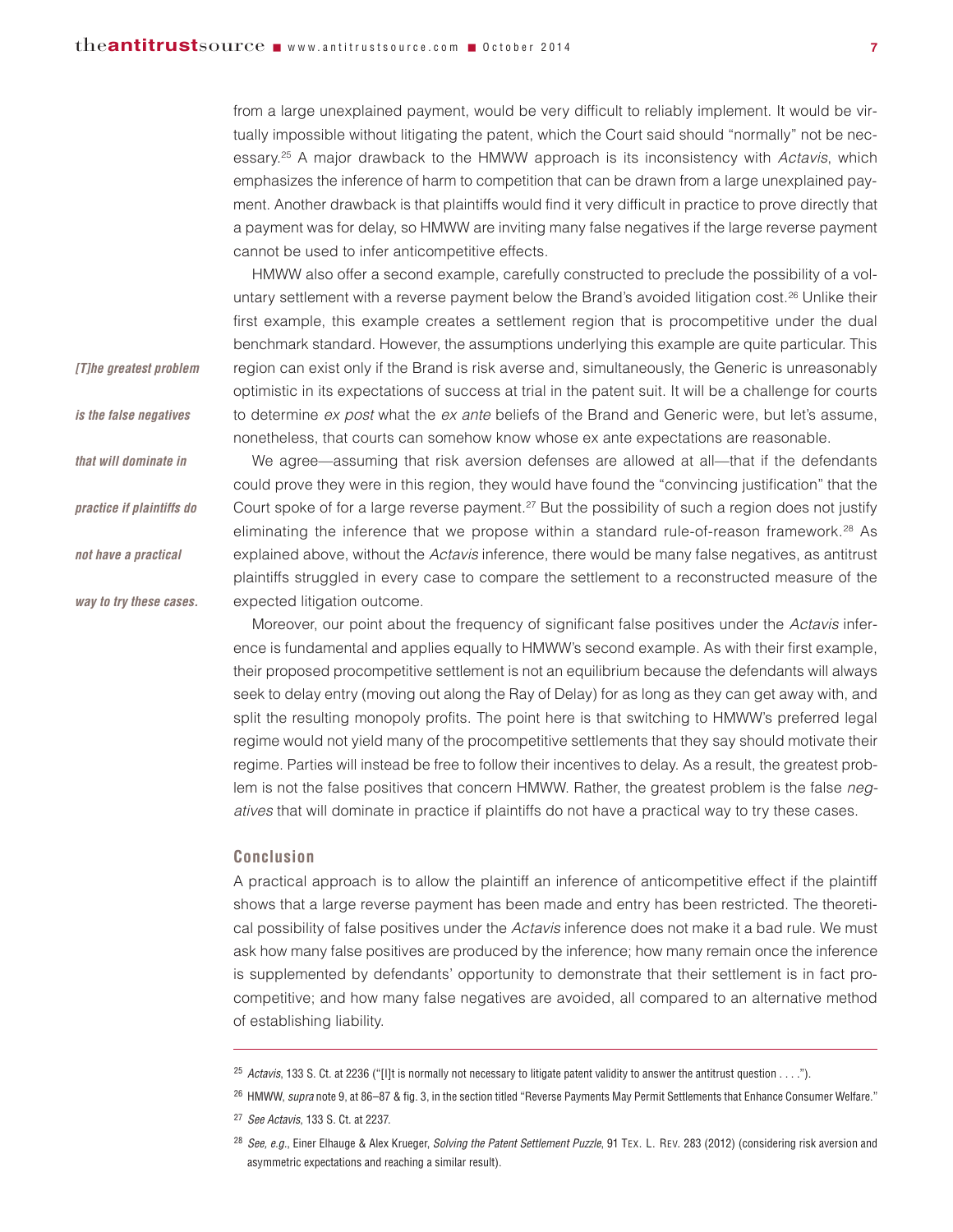from a large unexplained payment, would be very difficult to reliably implement. It would be virtually impossible without litigating the patent, which the Court said should "normally" not be necessary.[25] A major drawback to the HMWW approach is its inconsistency with *Actavis*, which emphasizes the inference of harm to competition that can be drawn from a large unexplained payment. Another drawback is that plaintiffs would find it very difficult in practice to prove directly that a payment was for delay, so HMWW are inviting many false negatives if the large reverse payment cannot be used to infer anticompetitive effects.

HMWW also offer a second example, carefully constructed to preclude the possibility of a voluntary settlement with a reverse payment below the Brand's avoided litigation cost.[26] Unlike their first example, this example creates a settlement region that is procompetitive under the dual benchmark standard. However, the assumptions underlying this example are quite particular. This region can exist only if the Brand is risk averse and, simultaneously, the Generic is unreasonably optimistic in its expectations of success at trial in the patent suit. It will be a challenge for courts to determine *ex post* what the *ex ante* beliefs of the Brand and Generic were, but let's assume, nonetheless, that courts can somehow know whose ex ante expectations are reasonable.

We agree—assuming that risk aversion defenses are allowed at all—that if the defendants could prove they were in this region, they would have found the "convincing justification" that the Court spoke of for a large reverse payment.[27] But the possibility of such a region does not justify eliminating the inference that we propose within a standard rule-of-reason framework.[28] As explained above, without the *Actavis* inference, there would be many false negatives, as antitrust plaintiffs struggled in every case to compare the settlement to a reconstructed measure of the expected litigation outcome.

*[T]he greatest problem is the false negatives that will dominate in practice if plaintiffs do not have a practical way to try these cases.*

Moreover, our point about the frequency of significant false positives under the *Actavis* inference is fundamental and applies equally to HMWW's second example. As with their first example, their proposed procompetitive settlement is not an equilibrium because the defendants will always seek to delay entry (moving out along the Ray of Delay) for as long as they can get away with, and split the resulting monopoly profits. The point here is that switching to HMWW's preferred legal regime would not yield many of the procompetitive settlements that they say should motivate their regime. Parties will instead be free to follow their incentives to delay. As a result, the greatest problem is not the false positives that concern HMWW. Rather, the greatest problem is the false *negatives* that will dominate in practice if plaintiffs do not have a practical way to try these cases.

## Conclusion

A practical approach is to allow the plaintiff an inference of anticompetitive effect if the plaintiff shows that a large reverse payment has been made and entry has been restricted. The theoretical possibility of false positives under the *Actavis* inference does not make it a bad rule. We must ask how many false positives are produced by the inference; how many remain once the inference is supplemented by defendants' opportunity to demonstrate that their settlement is in fact procompetitive; and how many false negatives are avoided, all compared to an alternative method of establishing liability.

---

[25] *Actavis*, 133 S. Ct. at 2236 ("[I]t is normally not necessary to litigate patent validity to answer the antitrust question . . . .").

[26] HMWW, *supra* note 9, at 86–87 & fig. 3, in the section titled "Reverse Payments May Permit Settlements that Enhance Consumer Welfare."

[27] *See Actavis*, 133 S. Ct. at 2237.

[28] *See, e.g.*, Einer Elhauge & Alex Krueger, *Solving the Patent Settlement Puzzle*, 91 Tex. L. Rev. 283 (2012) (considering risk aversion and asymmetric expectations and reaching a similar result).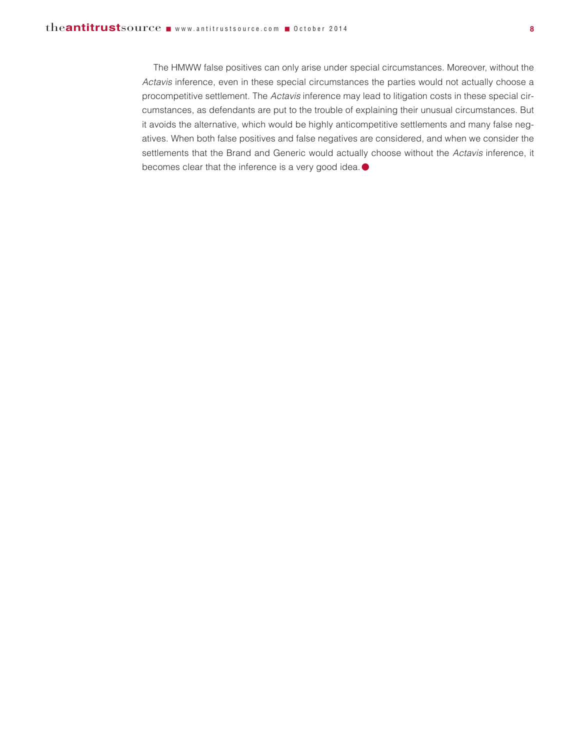The HMWW false positives can only arise under special circumstances. Moreover, without the *Actavis* inference, even in these special circumstances the parties would not actually choose a procompetitive settlement. The *Actavis* inference may lead to litigation costs in these special circumstances, as defendants are put to the trouble of explaining their unusual circumstances. But it avoids the alternative, which would be highly anticompetitive settlements and many false negatives. When both false positives and false negatives are considered, and when we consider the settlements that the Brand and Generic would actually choose without the *Actavis* inference, it becomes clear that the inference is a very good idea. ●